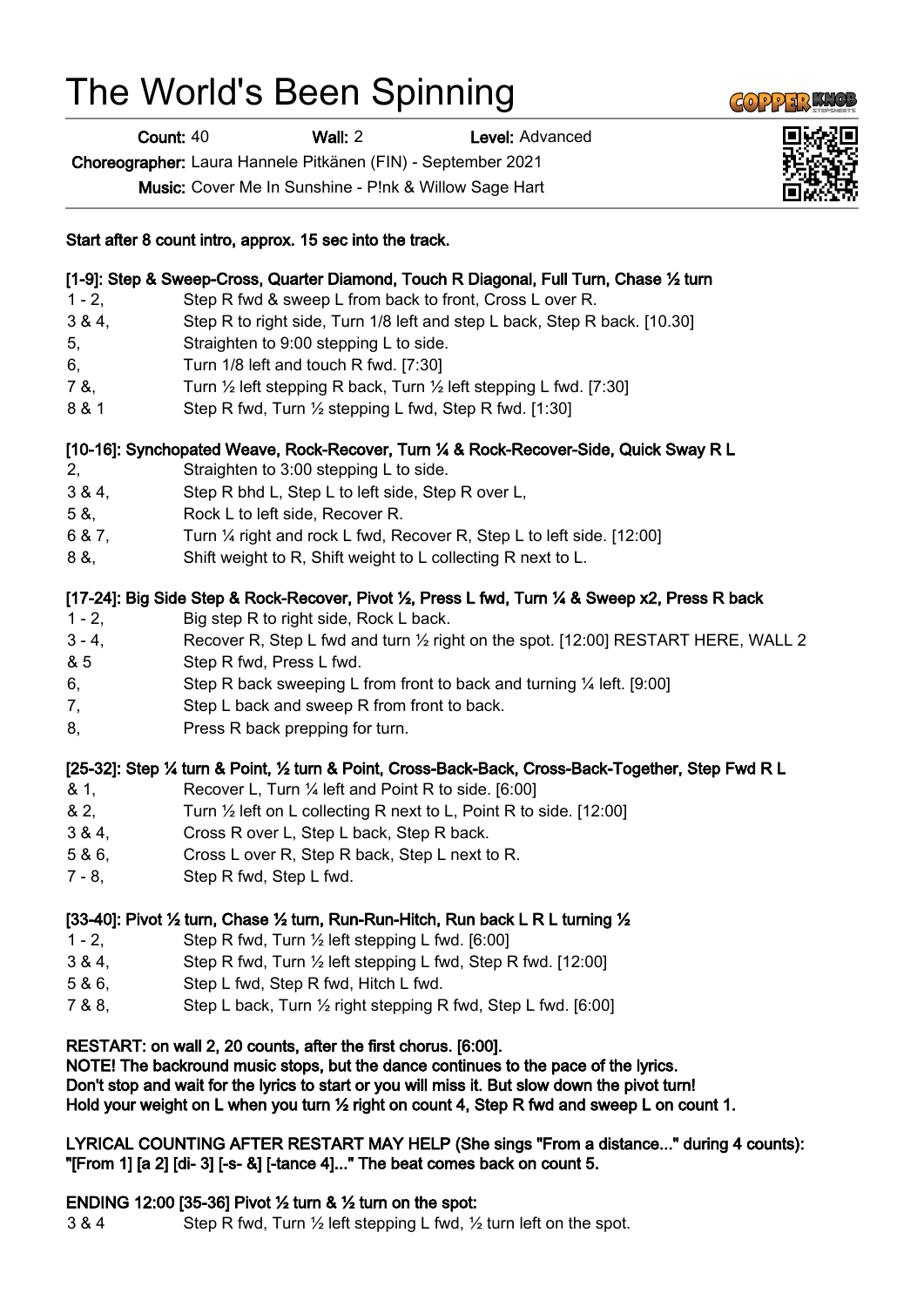# The World's Been Spinning

**Count:** 40 **Wall:** 2 **Level:** Advanced

**Choreographer:** Laura Hannele Pitkänen (FIN) - September 2021

**Music:** Cover Me In Sunshine - P!nk & Willow Sage Hart

**Start after 8 count intro, approx. 15 sec into the track.**

**[1-9]: Step & Sweep-Cross, Quarter Diamond, Touch R Diagonal, Full Turn, Chase ½ turn**

| | |
|---|---|
| 1 - 2, | Step R fwd & sweep L from back to front, Cross L over R. |
| 3 & 4, | Step R to right side, Turn 1/8 left and step L back, Step R back. [10.30] |
| 5, | Straighten to 9:00 stepping L to side. |
| 6, | Turn 1/8 left and touch R fwd. [7:30] |
| 7 &, | Turn ½ left stepping R back, Turn ½ left stepping L fwd. [7:30] |
| 8 & 1 | Step R fwd, Turn ½ stepping L fwd, Step R fwd. [1:30] |

**[10-16]: Synchopated Weave, Rock-Recover, Turn ¼ & Rock-Recover-Side, Quick Sway R L**

| | |
|---|---|
| 2, | Straighten to 3:00 stepping L to side. |
| 3 & 4, | Step R bhd L, Step L to left side, Step R over L, |
| 5 &, | Rock L to left side, Recover R. |
| 6 & 7, | Turn ¼ right and rock L fwd, Recover R, Step L to left side. [12:00] |
| 8 &, | Shift weight to R, Shift weight to L collecting R next to L. |

**[17-24]: Big Side Step & Rock-Recover, Pivot ½, Press L fwd, Turn ¼ & Sweep x2, Press R back**

| | |
|---|---|
| 1 - 2, | Big step R to right side, Rock L back. |
| 3 - 4, | Recover R, Step L fwd and turn ½ right on the spot. [12:00] RESTART HERE, WALL 2 |
| & 5 | Step R fwd, Press L fwd. |
| 6, | Step R back sweeping L from front to back and turning ¼ left. [9:00] |
| 7, | Step L back and sweep R from front to back. |
| 8, | Press R back prepping for turn. |

**[25-32]: Step ¼ turn & Point, ½ turn & Point, Cross-Back-Back, Cross-Back-Together, Step Fwd R L**

| | |
|---|---|
| & 1, | Recover L, Turn ¼ left and Point R to side. [6:00] |
| & 2, | Turn ½ left on L collecting R next to L, Point R to side. [12:00] |
| 3 & 4, | Cross R over L, Step L back, Step R back. |
| 5 & 6, | Cross L over R, Step R back, Step L next to R. |
| 7 - 8, | Step R fwd, Step L fwd. |

**[33-40]: Pivot ½ turn, Chase ½ turn, Run-Run-Hitch, Run back L R L turning ½**

| | |
|---|---|
| 1 - 2, | Step R fwd, Turn ½ left stepping L fwd. [6:00] |
| 3 & 4, | Step R fwd, Turn ½ left stepping L fwd, Step R fwd. [12:00] |
| 5 & 6, | Step L fwd, Step R fwd, Hitch L fwd. |
| 7 & 8, | Step L back, Turn ½ right stepping R fwd, Step L fwd. [6:00] |

**RESTART: on wall 2, 20 counts, after the first chorus. [6:00].**
**NOTE! The backround music stops, but the dance continues to the pace of the lyrics.**
**Don't stop and wait for the lyrics to start or you will miss it. But slow down the pivot turn!**
**Hold your weight on L when you turn ½ right on count 4, Step R fwd and sweep L on count 1.**

**LYRICAL COUNTING AFTER RESTART MAY HELP (She sings "From a distance..." during 4 counts): "[From 1] [a 2] [di- 3] [-s- &] [-tance 4]..." The beat comes back on count 5.**

**ENDING 12:00 [35-36] Pivot ½ turn & ½ turn on the spot:**

| | |
|---|---|
| 3 & 4 | Step R fwd, Turn ½ left stepping L fwd, ½ turn left on the spot. |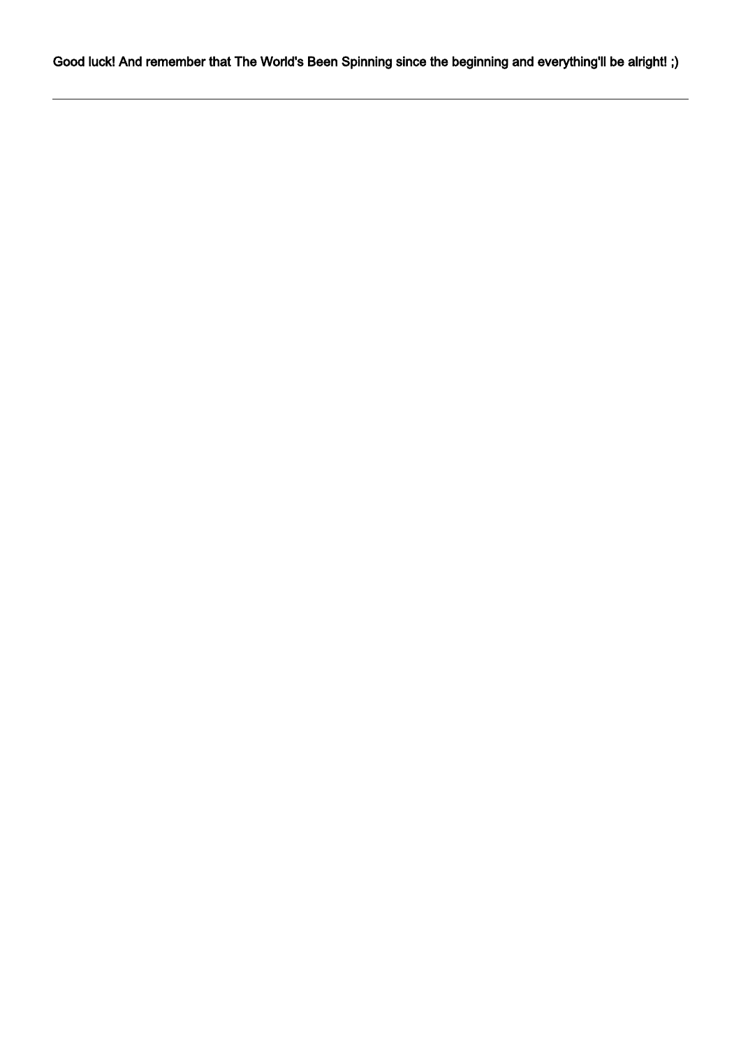**Good luck! And remember that The World's Been Spinning since the beginning and everything'll be alright! ;)**

---